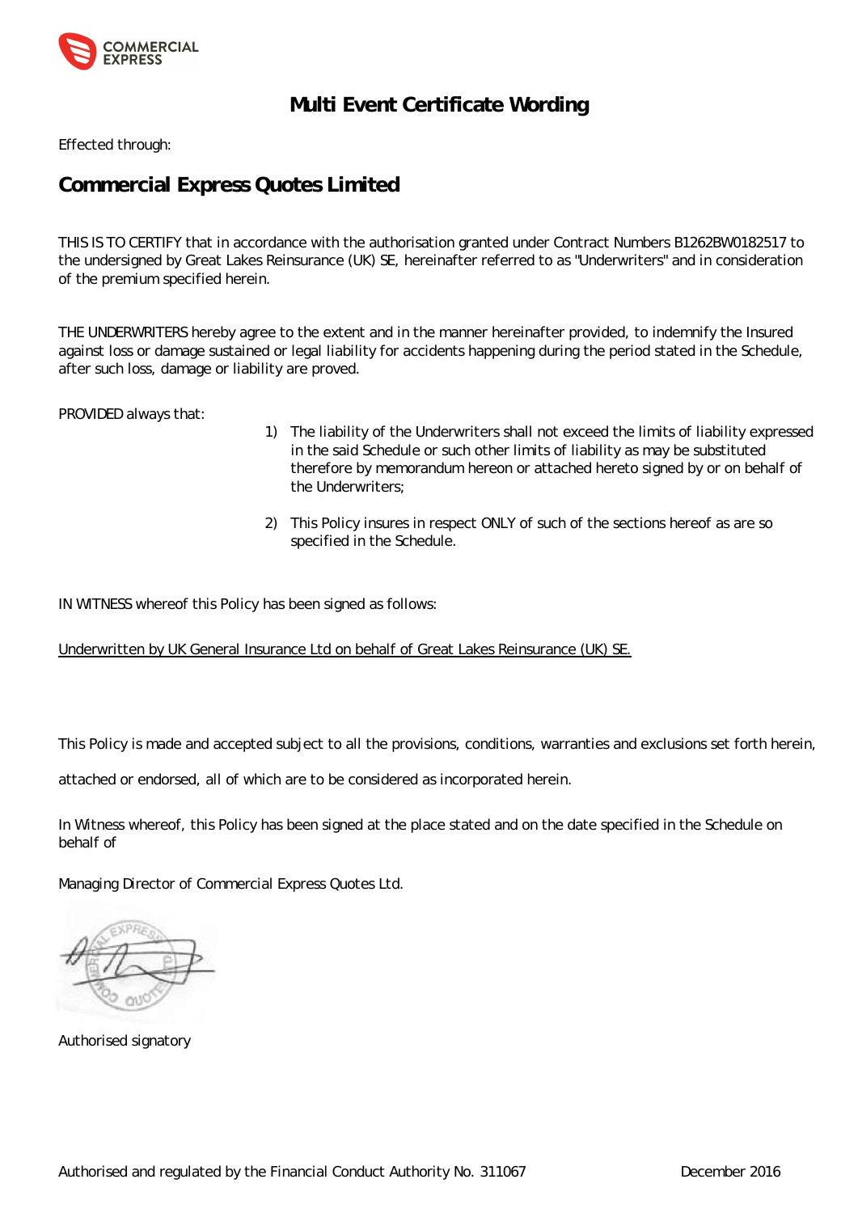# Multi Event Certificate Wording

Effected through:

## Commercial Express Quotes Limited

THIS IS TO CERTIFY that in accordance with the authorisation granted under Contract Numbers B1262BW0182517 to the undersigned by Great Lakes Reinsurance (UK) SE, hereinafter referred to as "Underwriters" and in consideration of the premium specified herein.

THE UNDERWRITERS hereby agree to the extent and in the manner hereinafter provided, to indemnify the Insured against loss or damage sustained or legal liability for accidents happening during the period stated in the Schedule, after such loss, damage or liability are proved.

PROVIDED always that:

1) The liability of the Underwriters shall not exceed the limits of liability expressed in the said Schedule or such other limits of liability as may be substituted therefore by memorandum hereon or attached hereto signed by or on behalf of the Underwriters;

2) This Policy insures in respect ONLY of such of the sections hereof as are so specified in the Schedule.

IN WITNESS whereof this Policy has been signed as follows:

Underwritten by UK General Insurance Ltd on behalf of Great Lakes Reinsurance (UK) SE.

This Policy is made and accepted subject to all the provisions, conditions, warranties and exclusions set forth herein, attached or endorsed, all of which are to be considered as incorporated herein.

In Witness whereof, this Policy has been signed at the place stated and on the date specified in the Schedule on behalf of

Managing Director of Commercial Express Quotes Ltd.

Authorised signatory

Authorised and regulated by the Financial Conduct Authority No. 311067 December 2016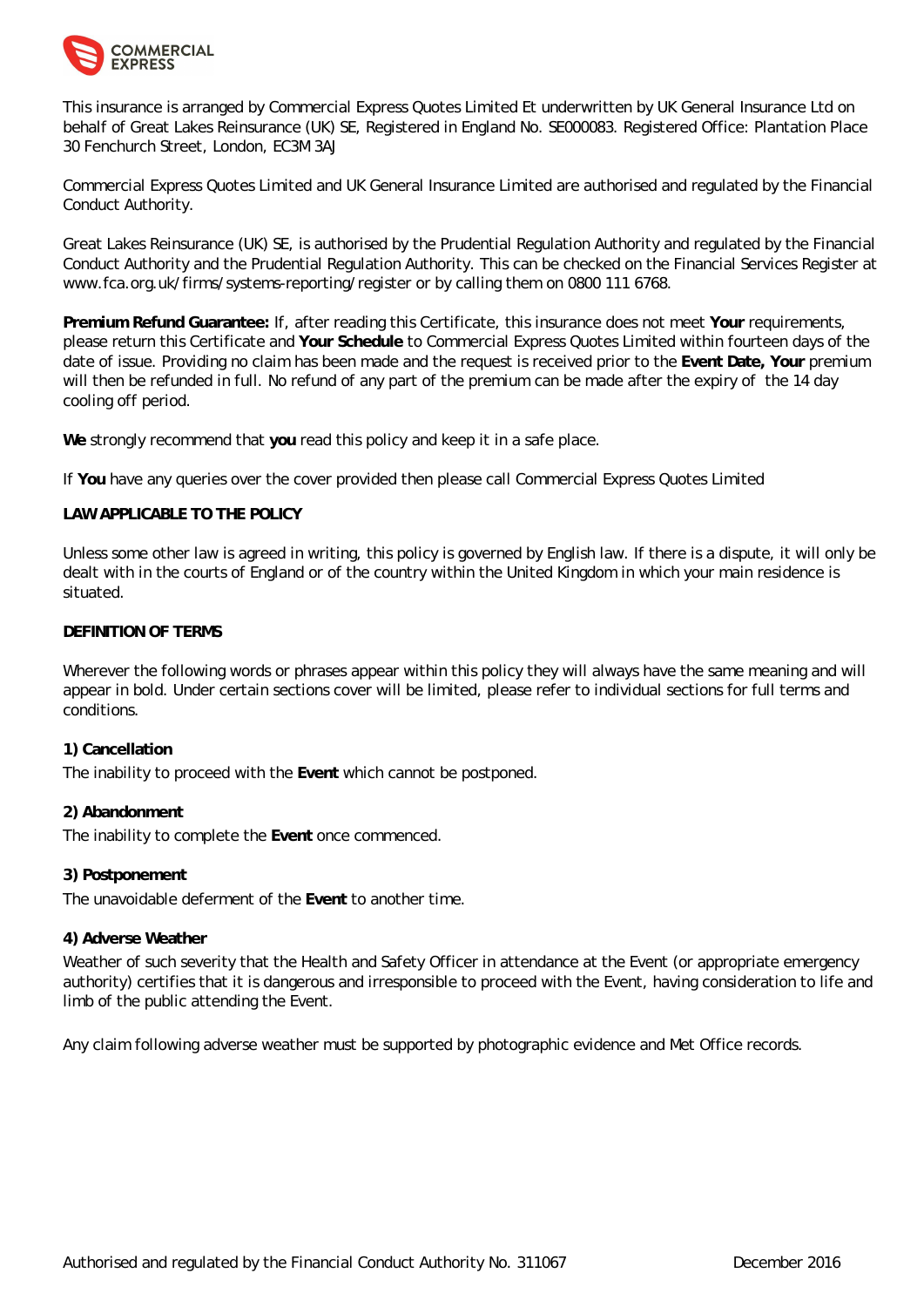This insurance is arranged by Commercial Express Quotes Limited Et underwritten by UK General Insurance Ltd on behalf of Great Lakes Reinsurance (UK) SE, Registered in England No. SE000083. Registered Office: Plantation Place 30 Fenchurch Street, London, EC3M 3AJ

Commercial Express Quotes Limited and UK General Insurance Limited are authorised and regulated by the Financial Conduct Authority.

Great Lakes Reinsurance (UK) SE, is authorised by the Prudential Regulation Authority and regulated by the Financial Conduct Authority and the Prudential Regulation Authority. This can be checked on the Financial Services Register at www.fca.org.uk/firms/systems-reporting/register or by calling them on 0800 111 6768.

**Premium Refund Guarantee:** If, after reading this Certificate, this insurance does not meet **Your** requirements, please return this Certificate and **Your Schedule** to Commercial Express Quotes Limited within fourteen days of the date of issue. Providing no claim has been made and the request is received prior to the **Event Date, Your** premium will then be refunded in full. No refund of any part of the premium can be made after the expiry of the 14 day cooling off period.

**We** strongly recommend that **you** read this policy and keep it in a safe place.

If **You** have any queries over the cover provided then please call Commercial Express Quotes Limited

**LAW APPLICABLE TO THE POLICY**

Unless some other law is agreed in writing, this policy is governed by English law. If there is a dispute, it will only be dealt with in the courts of England or of the country within the United Kingdom in which your main residence is situated.

**DEFINITION OF TERMS**

Wherever the following words or phrases appear within this policy they will always have the same meaning and will appear in bold. Under certain sections cover will be limited, please refer to individual sections for full terms and conditions.

**1) Cancellation**
The inability to proceed with the **Event** which cannot be postponed.

**2) Abandonment**
The inability to complete the **Event** once commenced.

**3) Postponement**
The unavoidable deferment of the **Event** to another time.

**4) Adverse Weather**
Weather of such severity that the Health and Safety Officer in attendance at the Event (or appropriate emergency authority) certifies that it is dangerous and irresponsible to proceed with the Event, having consideration to life and limb of the public attending the Event.

Any claim following adverse weather must be supported by photographic evidence and Met Office records.

Authorised and regulated by the Financial Conduct Authority No. 311067 December 2016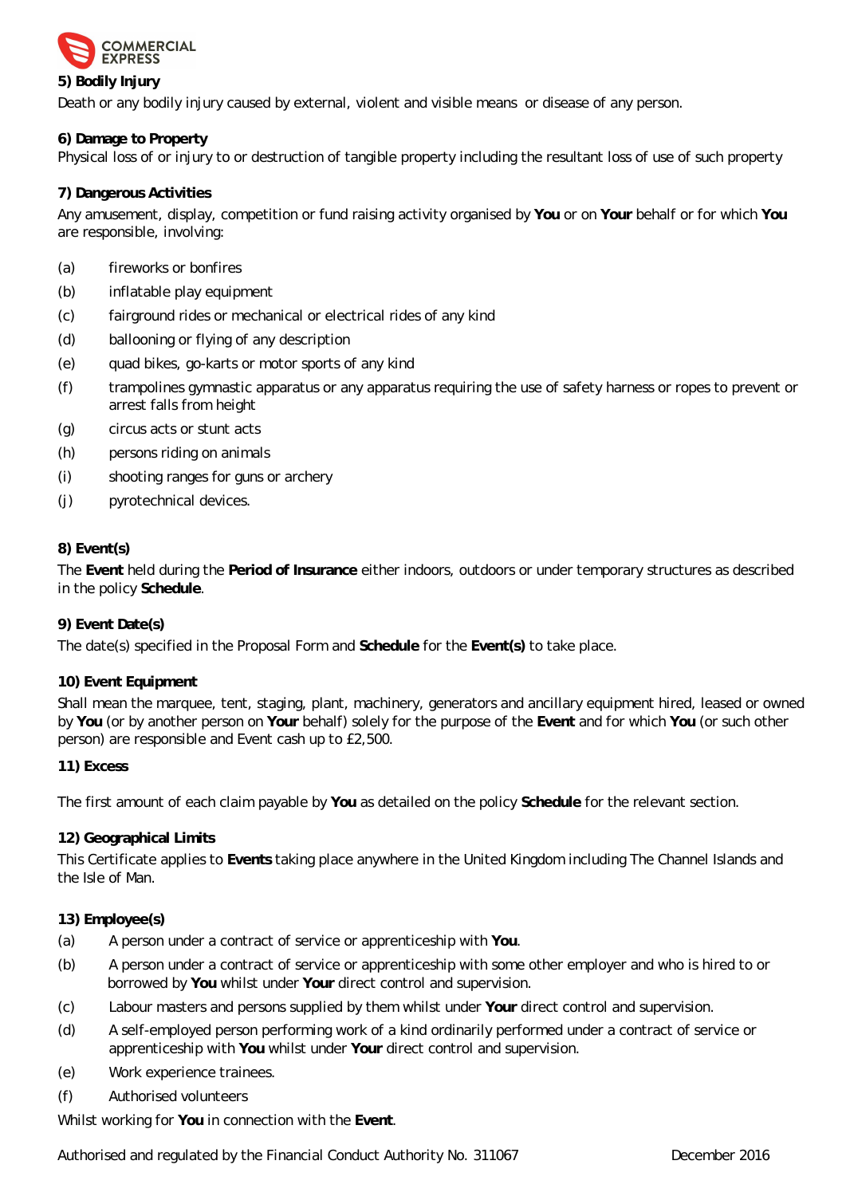**5) Bodily Injury**

Death or any bodily injury caused by external, violent and visible means or disease of any person.

**6) Damage to Property**

Physical loss of or injury to or destruction of tangible property including the resultant loss of use of such property

**7) Dangerous Activities**

Any amusement, display, competition or fund raising activity organised by **You** or on **Your** behalf or for which **You** are responsible, involving:

(a) fireworks or bonfires

(b) inflatable play equipment

(c) fairground rides or mechanical or electrical rides of any kind

(d) ballooning or flying of any description

(e) quad bikes, go-karts or motor sports of any kind

(f) trampolines gymnastic apparatus or any apparatus requiring the use of safety harness or ropes to prevent or arrest falls from height

(g) circus acts or stunt acts

(h) persons riding on animals

(i) shooting ranges for guns or archery

(j) pyrotechnical devices.

**8) Event(s)**

The **Event** held during the **Period of Insurance** either indoors, outdoors or under temporary structures as described in the policy **Schedule**.

**9) Event Date(s)**

The date(s) specified in the Proposal Form and **Schedule** for the **Event(s)** to take place.

**10) Event Equipment**

Shall mean the marquee, tent, staging, plant, machinery, generators and ancillary equipment hired, leased or owned by **You** (or by another person on **Your** behalf) solely for the purpose of the **Event** and for which **You** (or such other person) are responsible and Event cash up to £2,500.

**11) Excess**

The first amount of each claim payable by **You** as detailed on the policy **Schedule** for the relevant section.

**12) Geographical Limits**

This Certificate applies to **Events** taking place anywhere in the United Kingdom including The Channel Islands and the Isle of Man.

**13) Employee(s)**

(a) A person under a contract of service or apprenticeship with **You**.

(b) A person under a contract of service or apprenticeship with some other employer and who is hired to or borrowed by **You** whilst under **Your** direct control and supervision.

(c) Labour masters and persons supplied by them whilst under **Your** direct control and supervision.

(d) A self-employed person performing work of a kind ordinarily performed under a contract of service or apprenticeship with **You** whilst under **Your** direct control and supervision.

(e) Work experience trainees.

(f) Authorised volunteers

Whilst working for **You** in connection with the **Event**.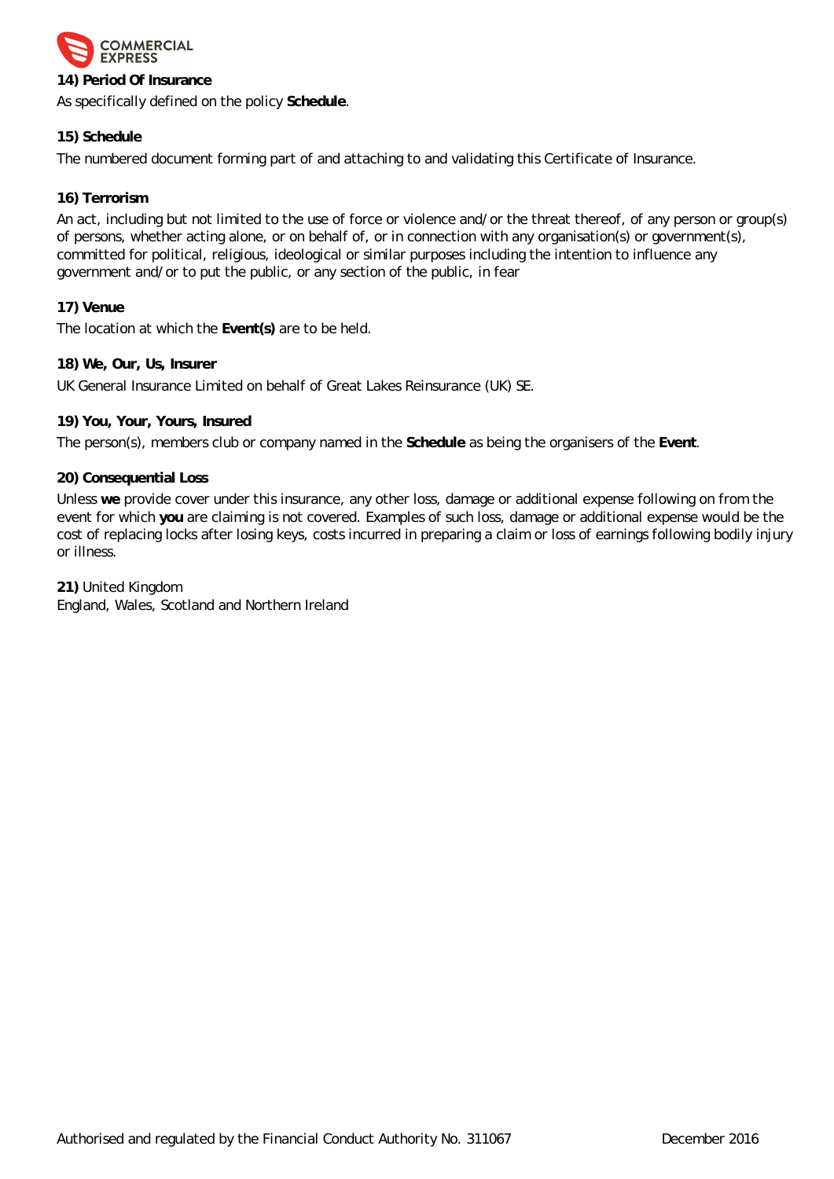**14) Period Of Insurance**

As specifically defined on the policy **Schedule**.

**15) Schedule**

The numbered document forming part of and attaching to and validating this Certificate of Insurance.

**16) Terrorism**

An act, including but not limited to the use of force or violence and/or the threat thereof, of any person or group(s) of persons, whether acting alone, or on behalf of, or in connection with any organisation(s) or government(s), committed for political, religious, ideological or similar purposes including the intention to influence any government and/or to put the public, or any section of the public, in fear

**17) Venue**

The location at which the **Event(s)** are to be held.

**18) We, Our, Us, Insurer**

UK General Insurance Limited on behalf of Great Lakes Reinsurance (UK) SE.

**19) You, Your, Yours, Insured**

The person(s), members club or company named in the **Schedule** as being the organisers of the **Event**.

**20) Consequential Loss**

Unless **we** provide cover under this insurance, any other loss, damage or additional expense following on from the event for which **you** are claiming is not covered. Examples of such loss, damage or additional expense would be the cost of replacing locks after losing keys, costs incurred in preparing a claim or loss of earnings following bodily injury or illness.

**21)** United Kingdom

England, Wales, Scotland and Northern Ireland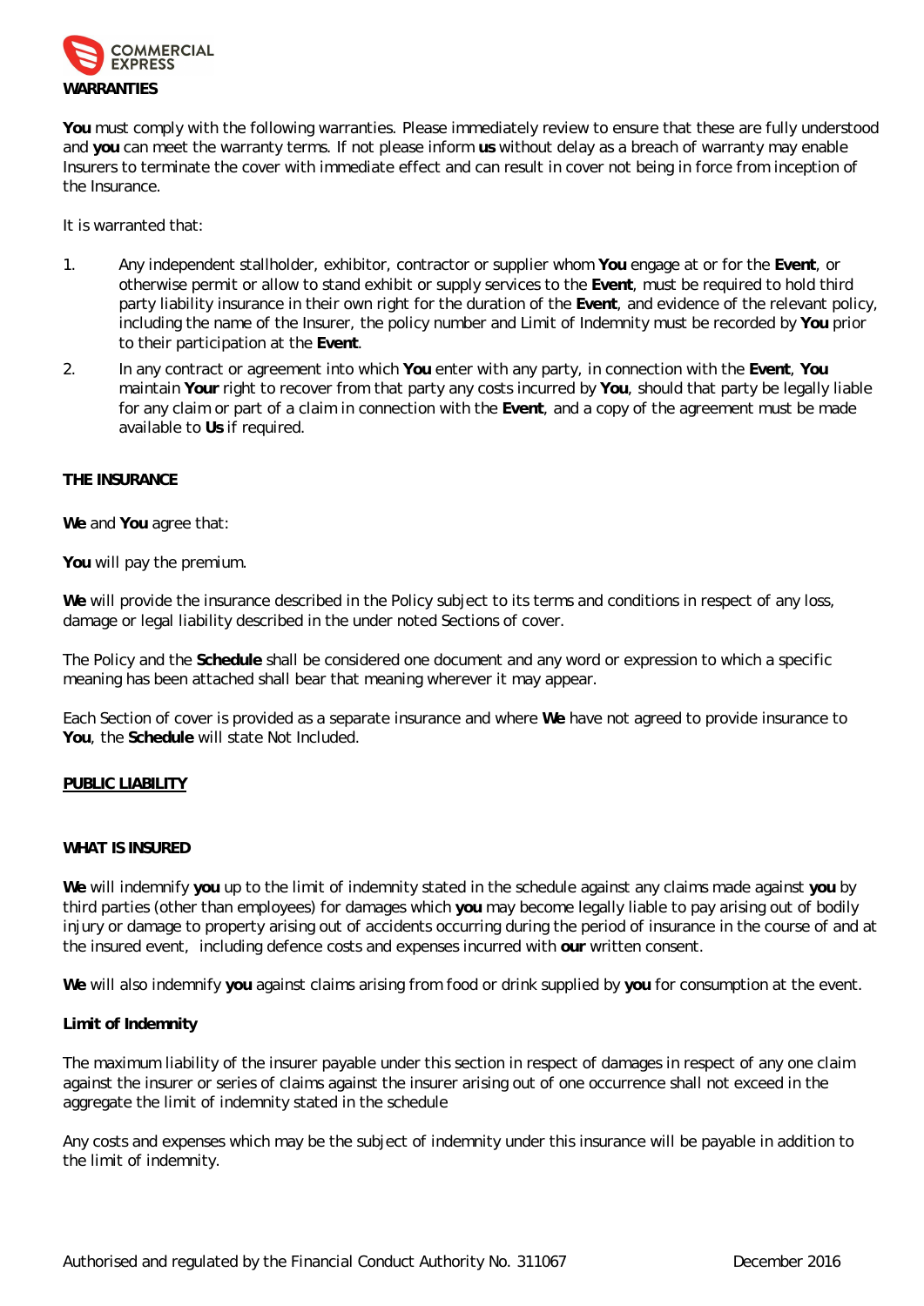## WARRANTIES

**You** must comply with the following warranties. Please immediately review to ensure that these are fully understood and **you** can meet the warranty terms. If not please inform **us** without delay as a breach of warranty may enable Insurers to terminate the cover with immediate effect and can result in cover not being in force from inception of the Insurance.

It is warranted that:

1. Any independent stallholder, exhibitor, contractor or supplier whom **You** engage at or for the **Event**, or otherwise permit or allow to stand exhibit or supply services to the **Event**, must be required to hold third party liability insurance in their own right for the duration of the **Event**, and evidence of the relevant policy, including the name of the Insurer, the policy number and Limit of Indemnity must be recorded by **You** prior to their participation at the **Event**.
2. In any contract or agreement into which **You** enter with any party, in connection with the **Event**, **You** maintain **Your** right to recover from that party any costs incurred by **You**, should that party be legally liable for any claim or part of a claim in connection with the **Event**, and a copy of the agreement must be made available to **Us** if required.

## THE INSURANCE

**We** and **You** agree that:

**You** will pay the premium.

**We** will provide the insurance described in the Policy subject to its terms and conditions in respect of any loss, damage or legal liability described in the under noted Sections of cover.

The Policy and the **Schedule** shall be considered one document and any word or expression to which a specific meaning has been attached shall bear that meaning wherever it may appear.

Each Section of cover is provided as a separate insurance and where **We** have not agreed to provide insurance to **You**, the **Schedule** will state Not Included.

## PUBLIC LIABILITY

### WHAT IS INSURED

**We** will indemnify **you** up to the limit of indemnity stated in the schedule against any claims made against **you** by third parties (other than employees) for damages which **you** may become legally liable to pay arising out of bodily injury or damage to property arising out of accidents occurring during the period of insurance in the course of and at the insured event, including defence costs and expenses incurred with **our** written consent.

**We** will also indemnify **you** against claims arising from food or drink supplied by **you** for consumption at the event.

### Limit of Indemnity

The maximum liability of the insurer payable under this section in respect of damages in respect of any one claim against the insurer or series of claims against the insurer arising out of one occurrence shall not exceed in the aggregate the limit of indemnity stated in the schedule

Any costs and expenses which may be the subject of indemnity under this insurance will be payable in addition to the limit of indemnity.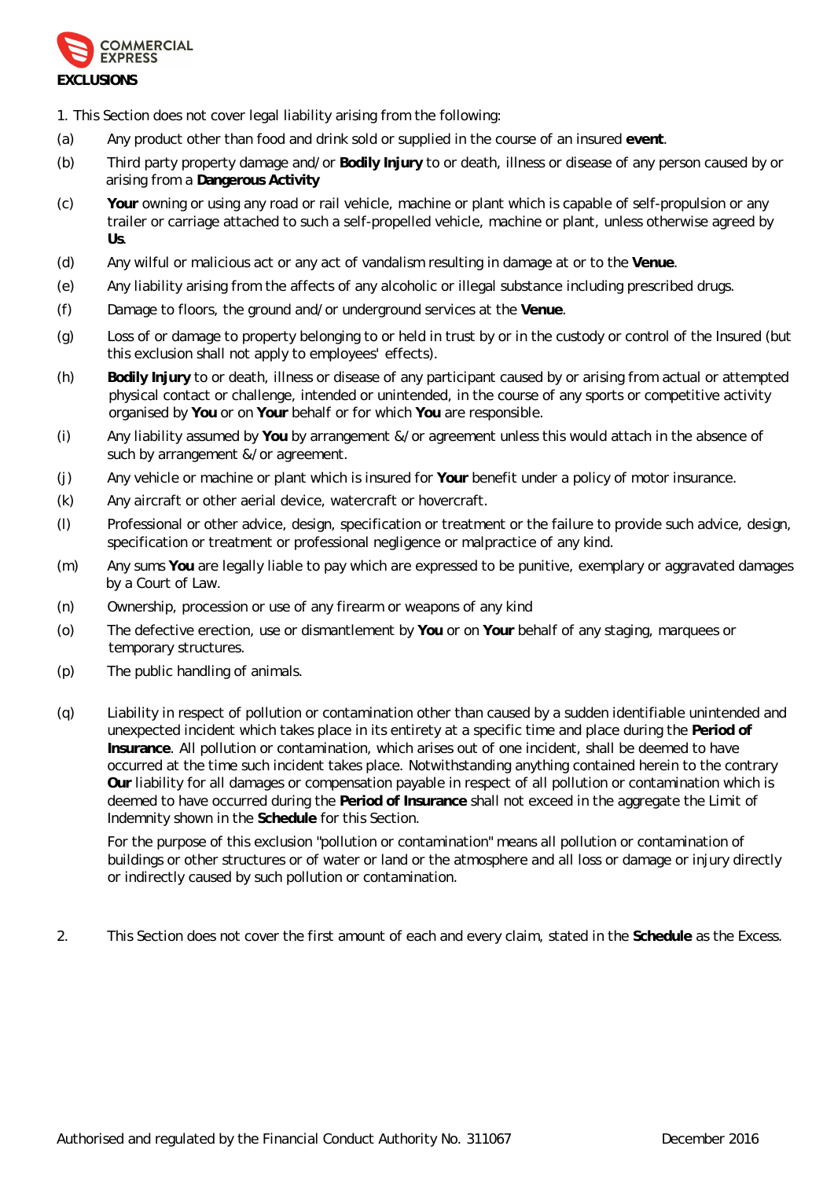## EXCLUSIONS

1. This Section does not cover legal liability arising from the following:

(a) Any product other than food and drink sold or supplied in the course of an insured **event**.

(b) Third party property damage and/or **Bodily Injury** to or death, illness or disease of any person caused by or arising from a **Dangerous Activity**

(c) **Your** owning or using any road or rail vehicle, machine or plant which is capable of self-propulsion or any trailer or carriage attached to such a self-propelled vehicle, machine or plant, unless otherwise agreed by **Us**.

(d) Any wilful or malicious act or any act of vandalism resulting in damage at or to the **Venue**.

(e) Any liability arising from the affects of any alcoholic or illegal substance including prescribed drugs.

(f) Damage to floors, the ground and/or underground services at the **Venue**.

(g) Loss of or damage to property belonging to or held in trust by or in the custody or control of the Insured (but this exclusion shall not apply to employees' effects).

(h) **Bodily Injury** to or death, illness or disease of any participant caused by or arising from actual or attempted physical contact or challenge, intended or unintended, in the course of any sports or competitive activity organised by **You** or on **Your** behalf or for which **You** are responsible.

(i) Any liability assumed by **You** by arrangement &/or agreement unless this would attach in the absence of such by arrangement &/or agreement.

(j) Any vehicle or machine or plant which is insured for **Your** benefit under a policy of motor insurance.

(k) Any aircraft or other aerial device, watercraft or hovercraft.

(l) Professional or other advice, design, specification or treatment or the failure to provide such advice, design, specification or treatment or professional negligence or malpractice of any kind.

(m) Any sums **You** are legally liable to pay which are expressed to be punitive, exemplary or aggravated damages by a Court of Law.

(n) Ownership, procession or use of any firearm or weapons of any kind

(o) The defective erection, use or dismantlement by **You** or on **Your** behalf of any staging, marquees or temporary structures.

(p) The public handling of animals.

(q) Liability in respect of pollution or contamination other than caused by a sudden identifiable unintended and unexpected incident which takes place in its entirety at a specific time and place during the **Period of Insurance**. All pollution or contamination, which arises out of one incident, shall be deemed to have occurred at the time such incident takes place. Notwithstanding anything contained herein to the contrary **Our** liability for all damages or compensation payable in respect of all pollution or contamination which is deemed to have occurred during the **Period of Insurance** shall not exceed in the aggregate the Limit of Indemnity shown in the **Schedule** for this Section.

For the purpose of this exclusion "pollution or contamination" means all pollution or contamination of buildings or other structures or of water or land or the atmosphere and all loss or damage or injury directly or indirectly caused by such pollution or contamination.

2. This Section does not cover the first amount of each and every claim, stated in the **Schedule** as the Excess.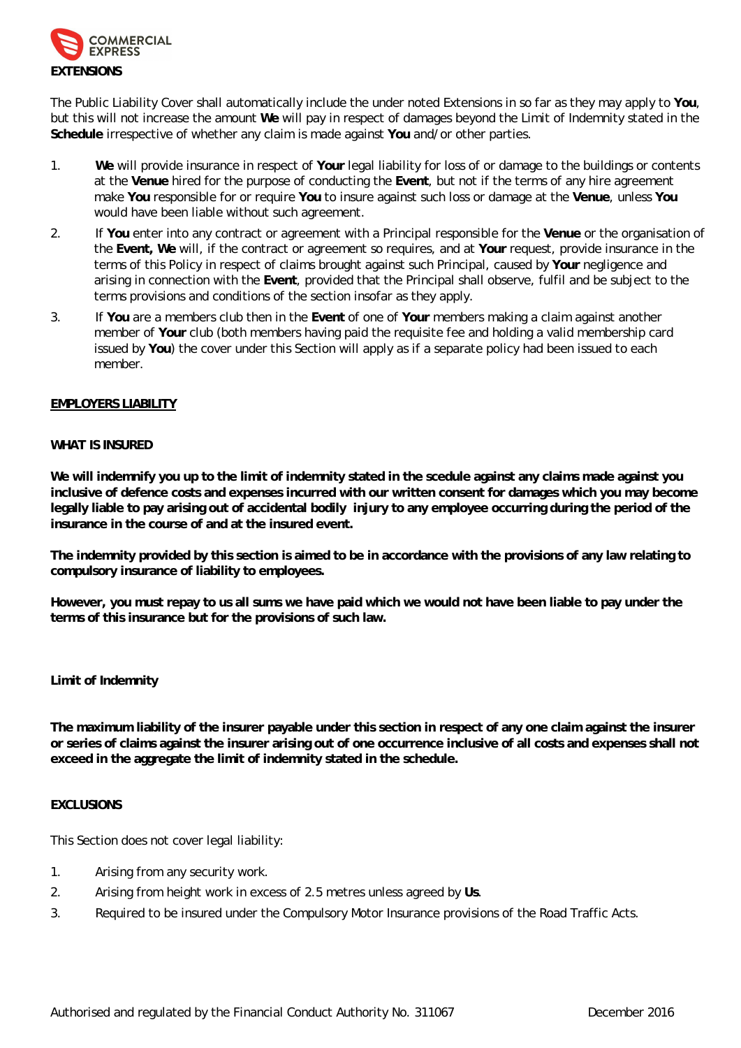**EXTENSIONS**

The Public Liability Cover shall automatically include the under noted Extensions in so far as they may apply to **You**, but this will not increase the amount **We** will pay in respect of damages beyond the Limit of Indemnity stated in the **Schedule** irrespective of whether any claim is made against **You** and/or other parties.

1. **We** will provide insurance in respect of **Your** legal liability for loss of or damage to the buildings or contents at the **Venue** hired for the purpose of conducting the **Event**, but not if the terms of any hire agreement make **You** responsible for or require **You** to insure against such loss or damage at the **Venue**, unless **You** would have been liable without such agreement.
2. If **You** enter into any contract or agreement with a Principal responsible for the **Venue** or the organisation of the **Event, We** will, if the contract or agreement so requires, and at **Your** request, provide insurance in the terms of this Policy in respect of claims brought against such Principal, caused by **Your** negligence and arising in connection with the **Event**, provided that the Principal shall observe, fulfil and be subject to the terms provisions and conditions of the section insofar as they apply.
3. If **You** are a members club then in the **Event** of one of **Your** members making a claim against another member of **Your** club (both members having paid the requisite fee and holding a valid membership card issued by **You**) the cover under this Section will apply as if a separate policy had been issued to each member.

**EMPLOYERS LIABILITY**

**WHAT IS INSURED**

**We will indemnify you up to the limit of indemnity stated in the scedule against any claims made against you inclusive of defence costs and expenses incurred with our written consent for damages which you may become legally liable to pay arising out of accidental bodily injury to any employee occurring during the period of the insurance in the course of and at the insured event.**

**The indemnity provided by this section is aimed to be in accordance with the provisions of any law relating to compulsory insurance of liability to employees.**

**However, you must repay to us all sums we have paid which we would not have been liable to pay under the terms of this insurance but for the provisions of such law.**

**Limit of Indemnity**

**The maximum liability of the insurer payable under this section in respect of any one claim against the insurer or series of claims against the insurer arising out of one occurrence inclusive of all costs and expenses shall not exceed in the aggregate the limit of indemnity stated in the schedule.**

**EXCLUSIONS**

This Section does not cover legal liability:

1. Arising from any security work.
2. Arising from height work in excess of 2.5 metres unless agreed by **Us**.
3. Required to be insured under the Compulsory Motor Insurance provisions of the Road Traffic Acts.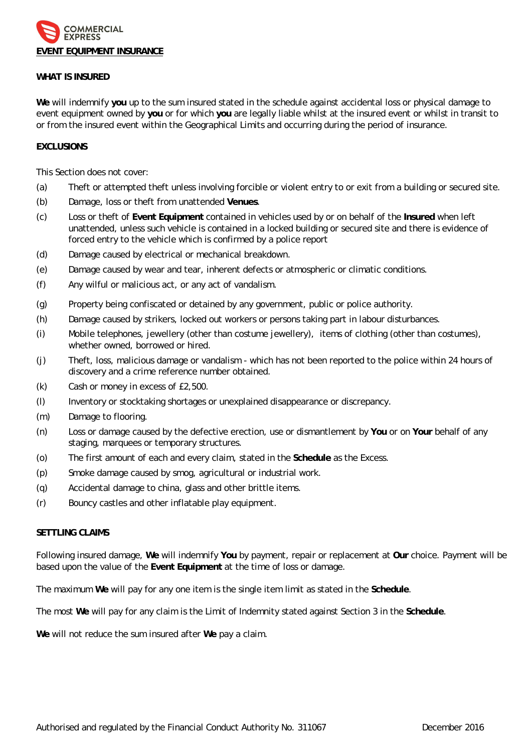# EVENT EQUIPMENT INSURANCE

## WHAT IS INSURED

**We** will indemnify **you** up to the sum insured stated in the schedule against accidental loss or physical damage to event equipment owned by **you** or for which **you** are legally liable whilst at the insured event or whilst in transit to or from the insured event within the Geographical Limits and occurring during the period of insurance.

## EXCLUSIONS

This Section does not cover:

(a) Theft or attempted theft unless involving forcible or violent entry to or exit from a building or secured site.

(b) Damage, loss or theft from unattended **Venues**.

(c) Loss or theft of **Event Equipment** contained in vehicles used by or on behalf of the **Insured** when left unattended, unless such vehicle is contained in a locked building or secured site and there is evidence of forced entry to the vehicle which is confirmed by a police report

(d) Damage caused by electrical or mechanical breakdown.

(e) Damage caused by wear and tear, inherent defects or atmospheric or climatic conditions.

(f) Any wilful or malicious act, or any act of vandalism.

(g) Property being confiscated or detained by any government, public or police authority.

(h) Damage caused by strikers, locked out workers or persons taking part in labour disturbances.

(i) Mobile telephones, jewellery (other than costume jewellery), items of clothing (other than costumes), whether owned, borrowed or hired.

(j) Theft, loss, malicious damage or vandalism - which has not been reported to the police within 24 hours of discovery and a crime reference number obtained.

(k) Cash or money in excess of £2,500.

(l) Inventory or stocktaking shortages or unexplained disappearance or discrepancy.

(m) Damage to flooring.

(n) Loss or damage caused by the defective erection, use or dismantlement by **You** or on **Your** behalf of any staging, marquees or temporary structures.

(o) The first amount of each and every claim, stated in the **Schedule** as the Excess.

(p) Smoke damage caused by smog, agricultural or industrial work.

(q) Accidental damage to china, glass and other brittle items.

(r) Bouncy castles and other inflatable play equipment.

## SETTLING CLAIMS

Following insured damage, **We** will indemnify **You** by payment, repair or replacement at **Our** choice. Payment will be based upon the value of the **Event Equipment** at the time of loss or damage.

The maximum **We** will pay for any one item is the single item limit as stated in the **Schedule**.

The most **We** will pay for any claim is the Limit of Indemnity stated against Section 3 in the **Schedule**.

**We** will not reduce the sum insured after **We** pay a claim.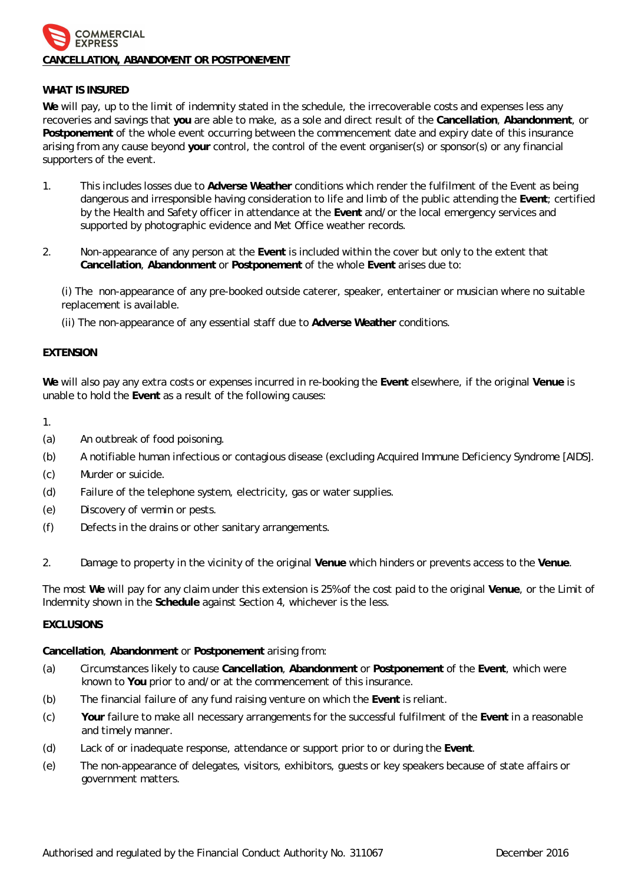## CANCELLATION, ABANDOMENT OR POSTPONEMENT

### WHAT IS INSURED

**We** will pay, up to the limit of indemnity stated in the schedule, the irrecoverable costs and expenses less any recoveries and savings that **you** are able to make, as a sole and direct result of the **Cancellation**, **Abandonment**, or **Postponement** of the whole event occurring between the commencement date and expiry date of this insurance arising from any cause beyond **your** control, the control of the event organiser(s) or sponsor(s) or any financial supporters of the event.

1. This includes losses due to **Adverse Weather** conditions which render the fulfilment of the Event as being dangerous and irresponsible having consideration to life and limb of the public attending the **Event**; certified by the Health and Safety officer in attendance at the **Event** and/or the local emergency services and supported by photographic evidence and Met Office weather records.

2. Non-appearance of any person at the **Event** is included within the cover but only to the extent that **Cancellation**, **Abandonment** or **Postponement** of the whole **Event** arises due to:

   (i) The non-appearance of any pre-booked outside caterer, speaker, entertainer or musician where no suitable replacement is available.

   (ii) The non-appearance of any essential staff due to **Adverse Weather** conditions.

### EXTENSION

**We** will also pay any extra costs or expenses incurred in re-booking the **Event** elsewhere, if the original **Venue** is unable to hold the **Event** as a result of the following causes:

1.

(a) An outbreak of food poisoning.

(b) A notifiable human infectious or contagious disease (excluding Acquired Immune Deficiency Syndrome [AIDS].

(c) Murder or suicide.

(d) Failure of the telephone system, electricity, gas or water supplies.

(e) Discovery of vermin or pests.

(f) Defects in the drains or other sanitary arrangements.

2. Damage to property in the vicinity of the original **Venue** which hinders or prevents access to the **Venue**.

The most **We** will pay for any claim under this extension is 25% of the cost paid to the original **Venue**, or the Limit of Indemnity shown in the **Schedule** against Section 4, whichever is the less.

### EXCLUSIONS

**Cancellation**, **Abandonment** or **Postponement** arising from:

(a) Circumstances likely to cause **Cancellation**, **Abandonment** or **Postponement** of the **Event**, which were known to **You** prior to and/or at the commencement of this insurance.

(b) The financial failure of any fund raising venture on which the **Event** is reliant.

(c) **Your** failure to make all necessary arrangements for the successful fulfilment of the **Event** in a reasonable and timely manner.

(d) Lack of or inadequate response, attendance or support prior to or during the **Event**.

(e) The non-appearance of delegates, visitors, exhibitors, guests or key speakers because of state affairs or government matters.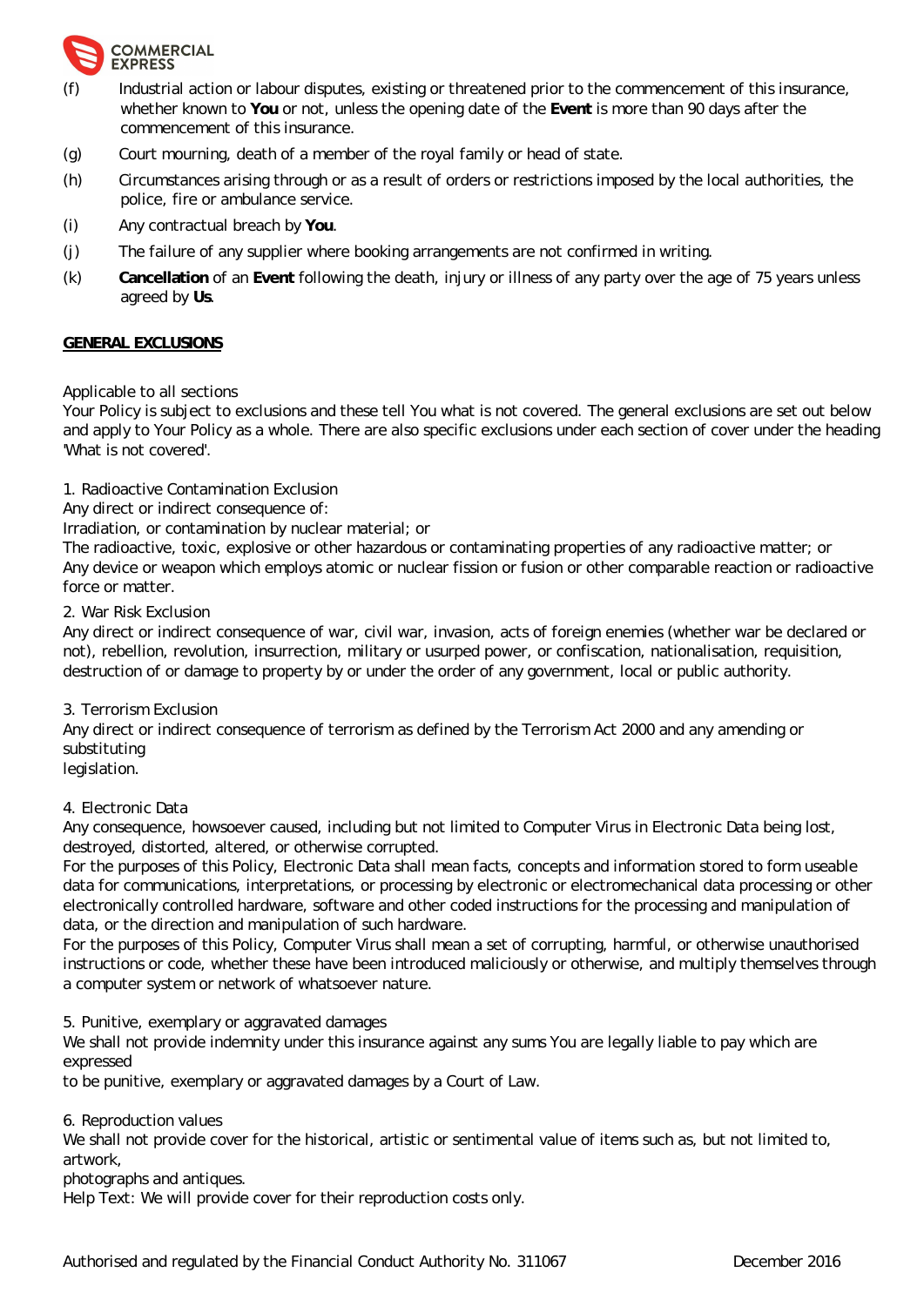(f) Industrial action or labour disputes, existing or threatened prior to the commencement of this insurance, whether known to **You** or not, unless the opening date of the **Event** is more than 90 days after the commencement of this insurance.

(g) Court mourning, death of a member of the royal family or head of state.

(h) Circumstances arising through or as a result of orders or restrictions imposed by the local authorities, the police, fire or ambulance service.

(i) Any contractual breach by **You**.

(j) The failure of any supplier where booking arrangements are not confirmed in writing.

(k) **Cancellation** of an **Event** following the death, injury or illness of any party over the age of 75 years unless agreed by **Us**.

**GENERAL EXCLUSIONS**

Applicable to all sections
Your Policy is subject to exclusions and these tell You what is not covered. The general exclusions are set out below and apply to Your Policy as a whole. There are also specific exclusions under each section of cover under the heading 'What is not covered'.

1. Radioactive Contamination Exclusion
Any direct or indirect consequence of:
Irradiation, or contamination by nuclear material; or
The radioactive, toxic, explosive or other hazardous or contaminating properties of any radioactive matter; or
Any device or weapon which employs atomic or nuclear fission or fusion or other comparable reaction or radioactive force or matter.

2. War Risk Exclusion
Any direct or indirect consequence of war, civil war, invasion, acts of foreign enemies (whether war be declared or not), rebellion, revolution, insurrection, military or usurped power, or confiscation, nationalisation, requisition, destruction of or damage to property by or under the order of any government, local or public authority.

3. Terrorism Exclusion
Any direct or indirect consequence of terrorism as defined by the Terrorism Act 2000 and any amending or substituting
legislation.

4. Electronic Data
Any consequence, howsoever caused, including but not limited to Computer Virus in Electronic Data being lost, destroyed, distorted, altered, or otherwise corrupted.
For the purposes of this Policy, Electronic Data shall mean facts, concepts and information stored to form useable data for communications, interpretations, or processing by electronic or electromechanical data processing or other electronically controlled hardware, software and other coded instructions for the processing and manipulation of data, or the direction and manipulation of such hardware.
For the purposes of this Policy, Computer Virus shall mean a set of corrupting, harmful, or otherwise unauthorised instructions or code, whether these have been introduced maliciously or otherwise, and multiply themselves through a computer system or network of whatsoever nature.

5. Punitive, exemplary or aggravated damages
We shall not provide indemnity under this insurance against any sums You are legally liable to pay which are expressed
to be punitive, exemplary or aggravated damages by a Court of Law.

6. Reproduction values
We shall not provide cover for the historical, artistic or sentimental value of items such as, but not limited to, artwork,
photographs and antiques.
Help Text: We will provide cover for their reproduction costs only.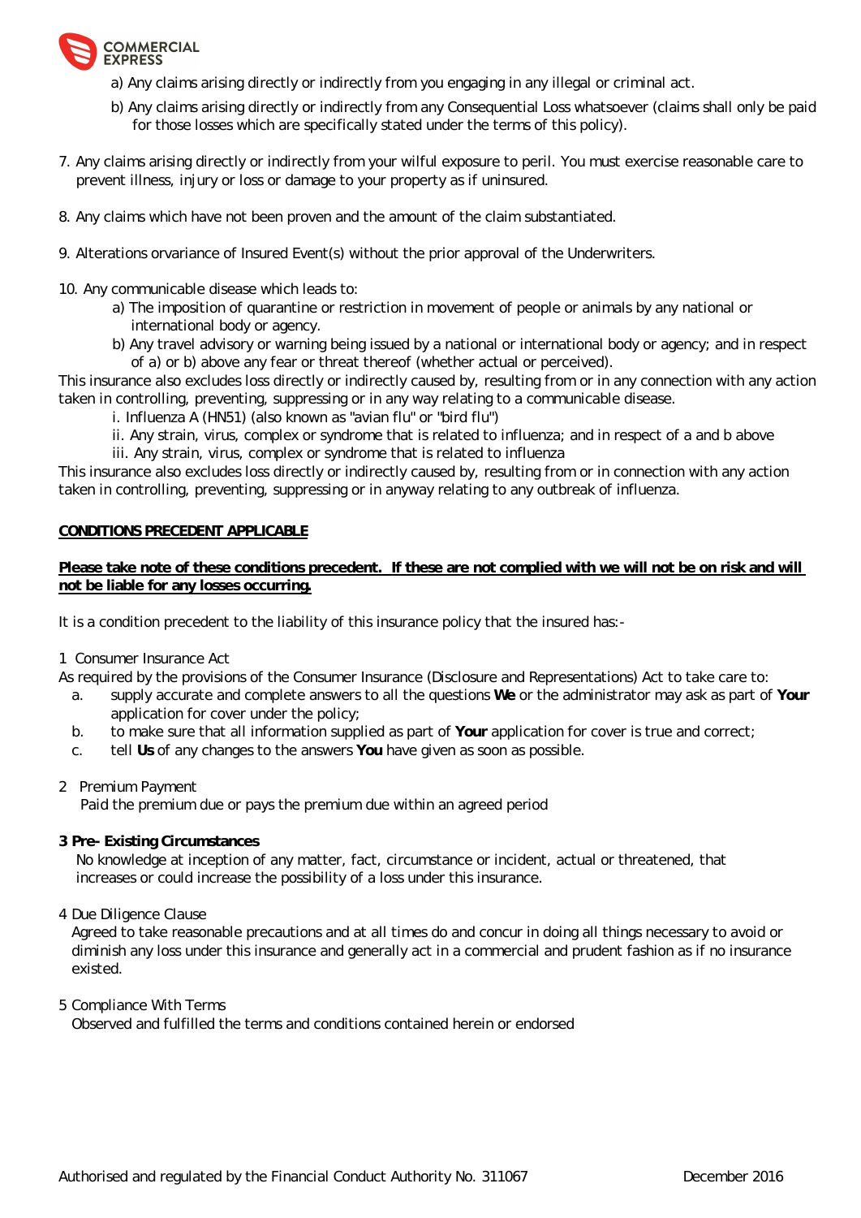a) Any claims arising directly or indirectly from you engaging in any illegal or criminal act.

b) Any claims arising directly or indirectly from any Consequential Loss whatsoever (claims shall only be paid for those losses which are specifically stated under the terms of this policy).

7. Any claims arising directly or indirectly from your wilful exposure to peril. You must exercise reasonable care to prevent illness, injury or loss or damage to your property as if uninsured.

8. Any claims which have not been proven and the amount of the claim substantiated.

9. Alterations orvariance of Insured Event(s) without the prior approval of the Underwriters.

10. Any communicable disease which leads to:
   a) The imposition of quarantine or restriction in movement of people or animals by any national or international body or agency.
   b) Any travel advisory or warning being issued by a national or international body or agency; and in respect of a) or b) above any fear or threat thereof (whether actual or perceived).

This insurance also excludes loss directly or indirectly caused by, resulting from or in any connection with any action taken in controlling, preventing, suppressing or in any way relating to a communicable disease.

   i. Influenza A (HN51) (also known as "avian flu" or "bird flu")
   ii. Any strain, virus, complex or syndrome that is related to influenza; and in respect of a and b above
   iii. Any strain, virus, complex or syndrome that is related to influenza

This insurance also excludes loss directly or indirectly caused by, resulting from or in connection with any action taken in controlling, preventing, suppressing or in anyway relating to any outbreak of influenza.

**CONDITIONS PRECEDENT APPLICABLE**

**Please take note of these conditions precedent. If these are not complied with we will not be on risk and will not be liable for any losses occurring.**

It is a condition precedent to the liability of this insurance policy that the insured has:-

1 Consumer Insurance Act

As required by the provisions of the Consumer Insurance (Disclosure and Representations) Act to take care to:

a. supply accurate and complete answers to all the questions **We** or the administrator may ask as part of **Your** application for cover under the policy;
b. to make sure that all information supplied as part of **Your** application for cover is true and correct;
c. tell **Us** of any changes to the answers **You** have given as soon as possible.

2 Premium Payment

Paid the premium due or pays the premium due within an agreed period

**3 Pre- Existing Circumstances**

No knowledge at inception of any matter, fact, circumstance or incident, actual or threatened, that increases or could increase the possibility of a loss under this insurance.

4 Due Diligence Clause

Agreed to take reasonable precautions and at all times do and concur in doing all things necessary to avoid or diminish any loss under this insurance and generally act in a commercial and prudent fashion as if no insurance existed.

5 Compliance With Terms

Observed and fulfilled the terms and conditions contained herein or endorsed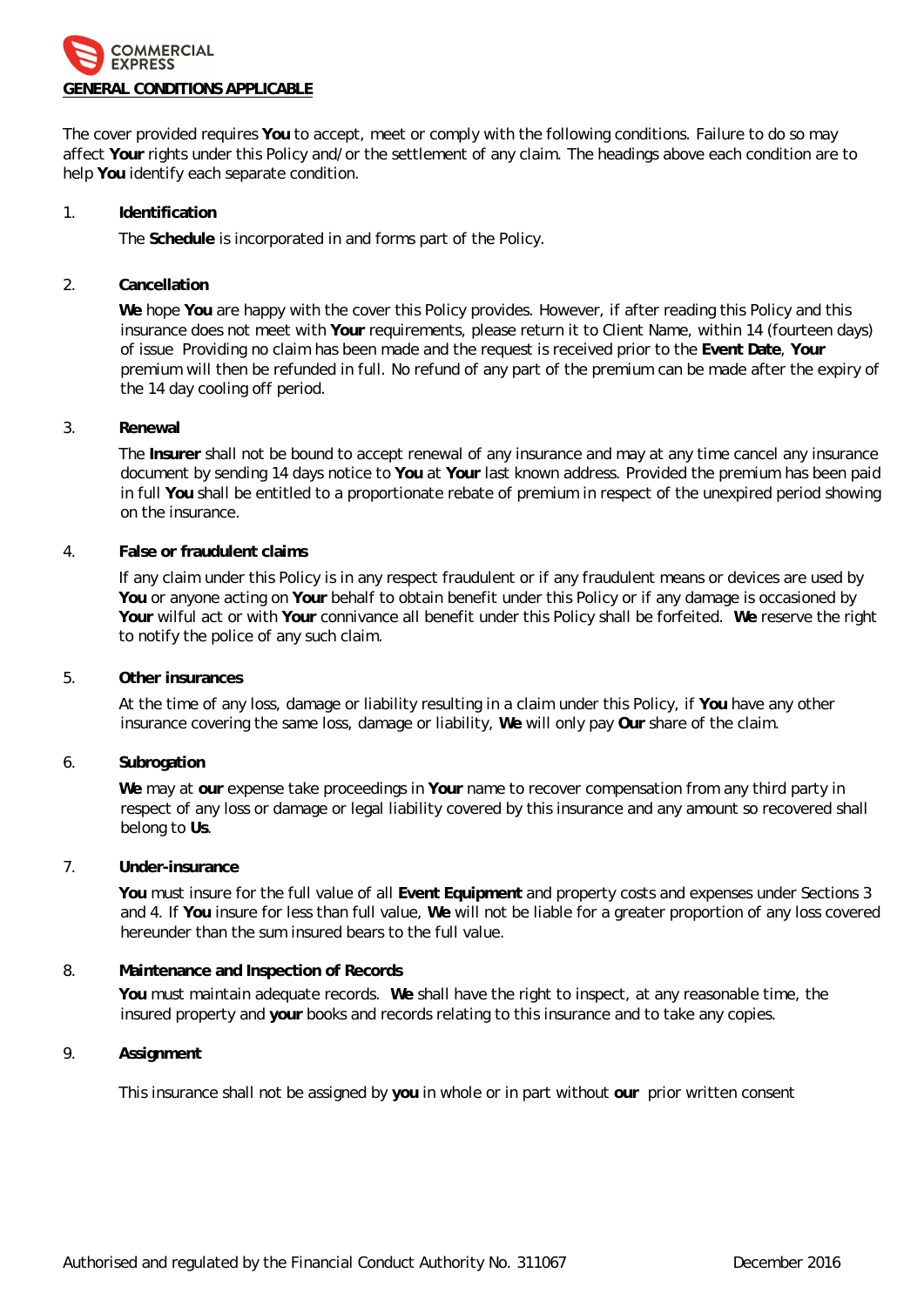## GENERAL CONDITIONS APPLICABLE

The cover provided requires **You** to accept, meet or comply with the following conditions. Failure to do so may affect **Your** rights under this Policy and/or the settlement of any claim. The headings above each condition are to help **You** identify each separate condition.

1. **Identification**

   The **Schedule** is incorporated in and forms part of the Policy.

2. **Cancellation**

   **We** hope **You** are happy with the cover this Policy provides. However, if after reading this Policy and this insurance does not meet with **Your** requirements, please return it to Client Name, within 14 (fourteen days) of issue Providing no claim has been made and the request is received prior to the **Event Date**, **Your** premium will then be refunded in full. No refund of any part of the premium can be made after the expiry of the 14 day cooling off period.

3. **Renewal**

   The **Insurer** shall not be bound to accept renewal of any insurance and may at any time cancel any insurance document by sending 14 days notice to **You** at **Your** last known address. Provided the premium has been paid in full **You** shall be entitled to a proportionate rebate of premium in respect of the unexpired period showing on the insurance.

4. **False or fraudulent claims**

   If any claim under this Policy is in any respect fraudulent or if any fraudulent means or devices are used by **You** or anyone acting on **Your** behalf to obtain benefit under this Policy or if any damage is occasioned by **Your** wilful act or with **Your** connivance all benefit under this Policy shall be forfeited. **We** reserve the right to notify the police of any such claim.

5. **Other insurances**

   At the time of any loss, damage or liability resulting in a claim under this Policy, if **You** have any other insurance covering the same loss, damage or liability, **We** will only pay **Our** share of the claim.

6. **Subrogation**

   **We** may at **our** expense take proceedings in **Your** name to recover compensation from any third party in respect of any loss or damage or legal liability covered by this insurance and any amount so recovered shall belong to **Us**.

7. **Under-insurance**

   **You** must insure for the full value of all **Event Equipment** and property costs and expenses under Sections 3 and 4. If **You** insure for less than full value, **We** will not be liable for a greater proportion of any loss covered hereunder than the sum insured bears to the full value.

8. **Maintenance and Inspection of Records**

   **You** must maintain adequate records. **We** shall have the right to inspect, at any reasonable time, the insured property and **your** books and records relating to this insurance and to take any copies.

9. **Assignment**

   This insurance shall not be assigned by **you** in whole or in part without **our** prior written consent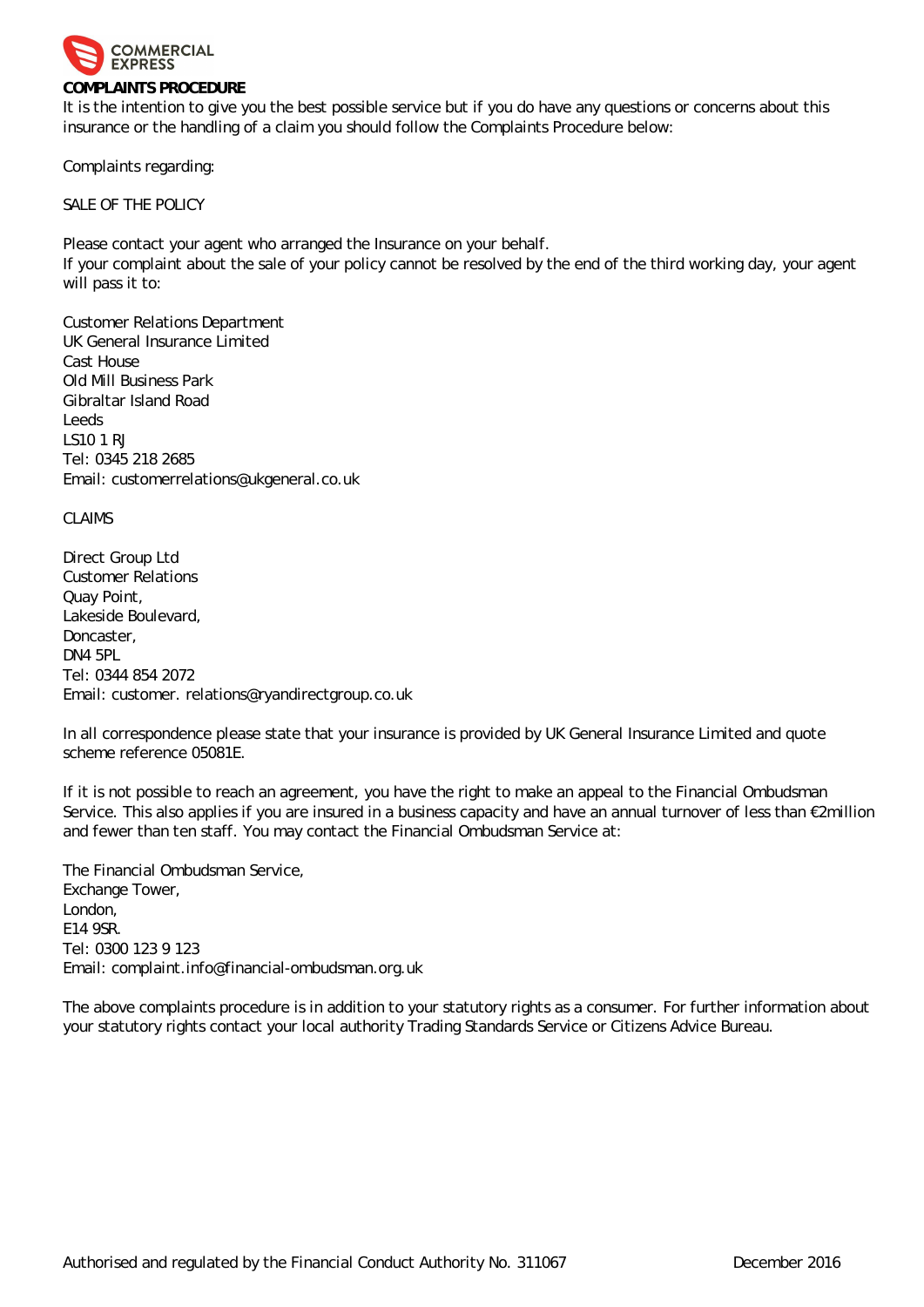## COMPLAINTS PROCEDURE

It is the intention to give you the best possible service but if you do have any questions or concerns about this insurance or the handling of a claim you should follow the Complaints Procedure below:

Complaints regarding:

SALE OF THE POLICY

Please contact your agent who arranged the Insurance on your behalf.
If your complaint about the sale of your policy cannot be resolved by the end of the third working day, your agent will pass it to:

Customer Relations Department
UK General Insurance Limited
Cast House
Old Mill Business Park
Gibraltar Island Road
Leeds
LS10 1 RJ
Tel: 0345 218 2685
Email: customerrelations@ukgeneral.co.uk

CLAIMS

Direct Group Ltd
Customer Relations
Quay Point,
Lakeside Boulevard,
Doncaster,
DN4 5PL
Tel: 0344 854 2072
Email: customer. relations@ryandirectgroup.co.uk

In all correspondence please state that your insurance is provided by UK General Insurance Limited and quote scheme reference 05081E.

If it is not possible to reach an agreement, you have the right to make an appeal to the Financial Ombudsman Service. This also applies if you are insured in a business capacity and have an annual turnover of less than €2million and fewer than ten staff. You may contact the Financial Ombudsman Service at:

The Financial Ombudsman Service,
Exchange Tower,
London,
E14 9SR.
Tel: 0300 123 9 123
Email: complaint.info@financial-ombudsman.org.uk

The above complaints procedure is in addition to your statutory rights as a consumer. For further information about your statutory rights contact your local authority Trading Standards Service or Citizens Advice Bureau.

Authorised and regulated by the Financial Conduct Authority No. 311067 December 2016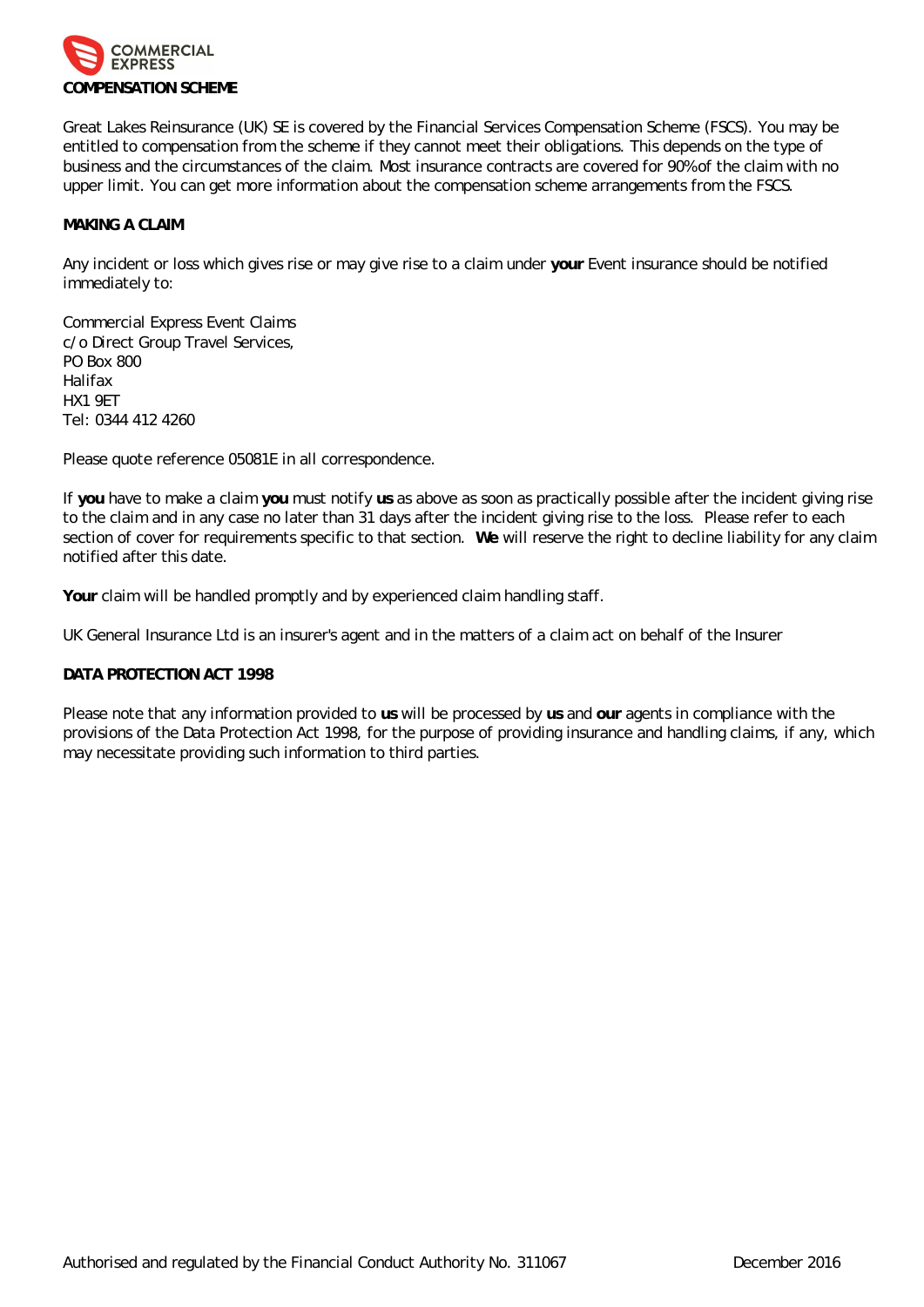## COMPENSATION SCHEME

Great Lakes Reinsurance (UK) SE is covered by the Financial Services Compensation Scheme (FSCS). You may be entitled to compensation from the scheme if they cannot meet their obligations. This depends on the type of business and the circumstances of the claim. Most insurance contracts are covered for 90% of the claim with no upper limit. You can get more information about the compensation scheme arrangements from the FSCS.

## MAKING A CLAIM

Any incident or loss which gives rise or may give rise to a claim under **your** Event insurance should be notified immediately to:

Commercial Express Event Claims
c/o Direct Group Travel Services,
PO Box 800
Halifax
HX1 9ET
Tel: 0344 412 4260

Please quote reference 05081E in all correspondence.

If **you** have to make a claim **you** must notify **us** as above as soon as practically possible after the incident giving rise to the claim and in any case no later than 31 days after the incident giving rise to the loss. Please refer to each section of cover for requirements specific to that section. **We** will reserve the right to decline liability for any claim notified after this date.

**Your** claim will be handled promptly and by experienced claim handling staff.

UK General Insurance Ltd is an insurer's agent and in the matters of a claim act on behalf of the Insurer

## DATA PROTECTION ACT 1998

Please note that any information provided to **us** will be processed by **us** and **our** agents in compliance with the provisions of the Data Protection Act 1998, for the purpose of providing insurance and handling claims, if any, which may necessitate providing such information to third parties.

Authorised and regulated by the Financial Conduct Authority No. 311067 December 2016